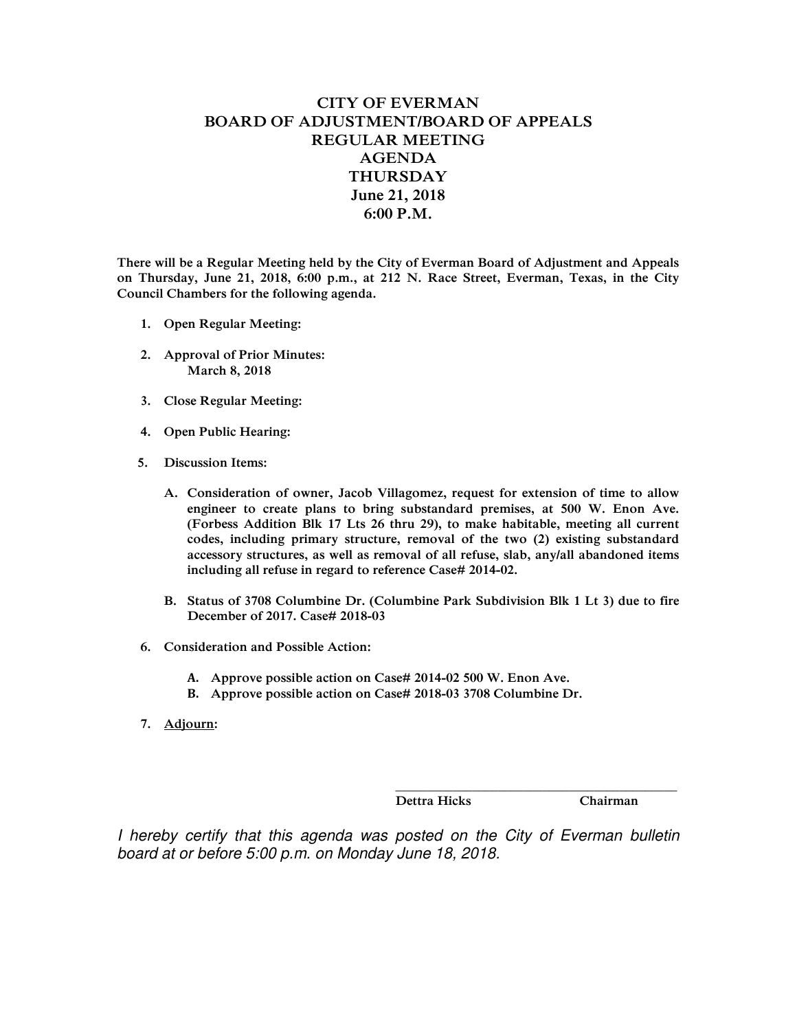# CITY OF EVERMAN
# BOARD OF ADJUSTMENT/BOARD OF APPEALS
# REGULAR MEETING
# AGENDA
# THURSDAY
# June 21, 2018
# 6:00 P.M.

**There will be a Regular Meeting held by the City of Everman Board of Adjustment and Appeals on Thursday, June 21, 2018, 6:00 p.m., at 212 N. Race Street, Everman, Texas, in the City Council Chambers for the following agenda.**

1. **Open Regular Meeting:**

2. **Approval of Prior Minutes:**
   **March 8, 2018**

3. **Close Regular Meeting:**

4. **Open Public Hearing:**

5. **Discussion Items:**

   A. **Consideration of owner, Jacob Villagomez, request for extension of time to allow engineer to create plans to bring substandard premises, at 500 W. Enon Ave. (Forbess Addition Blk 17 Lts 26 thru 29), to make habitable, meeting all current codes, including primary structure, removal of the two (2) existing substandard accessory structures, as well as removal of all refuse, slab, any/all abandoned items including all refuse in regard to reference Case# 2014-02.**

   B. **Status of 3708 Columbine Dr. (Columbine Park Subdivision Blk 1 Lt 3) due to fire December of 2017. Case# 2018-03**

6. **Consideration and Possible Action:**

   A. **Approve possible action on Case# 2014-02 500 W. Enon Ave.**
   B. **Approve possible action on Case# 2018-03 3708 Columbine Dr.**

7. **Adjourn:**

\_\_\_\_\_\_\_\_\_\_\_\_\_\_\_\_\_\_\_\_\_\_\_\_\_\_\_\_\_\_\_\_\_\_\_\_\_\_\_\_

**Dettra Hicks Chairman**

*I hereby certify that this agenda was posted on the City of Everman bulletin board at or before 5:00 p.m. on Monday June 18, 2018.*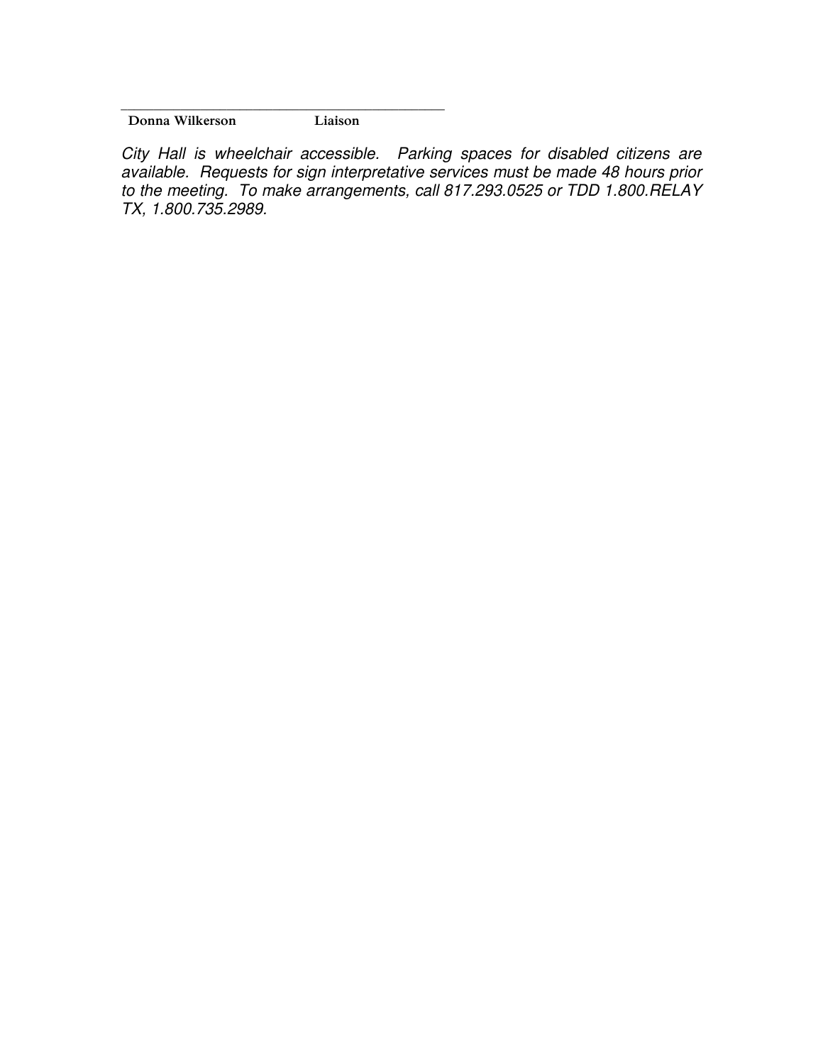\_\_\_\_\_\_\_\_\_\_\_\_\_\_\_\_\_\_\_\_\_\_\_\_\_\_\_\_\_\_\_\_\_\_\_\_\_\_\_\_\_\_\_\_\_\_

**Donna Wilkerson Liaison**

*City Hall is wheelchair accessible. Parking spaces for disabled citizens are available. Requests for sign interpretative services must be made 48 hours prior to the meeting. To make arrangements, call 817.293.0525 or TDD 1.800.RELAY TX, 1.800.735.2989.*